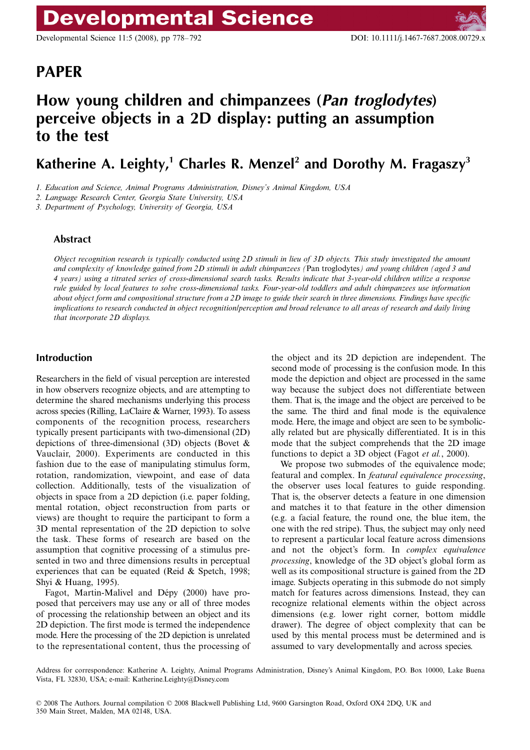# PAPER

# How young children and chimpanzees (*Pan troglodytes*) perceive objects in a 2D display: putting an assumption to the test

## Katherine A. Leighty,[1] Charles R. Menzel[2] and Dorothy M. Fragaszy[3]

1. *Education and Science, Animal Programs Administration, Disney's Animal Kingdom, USA*
2. *Language Research Center, Georgia State University, USA*
3. *Department of Psychology, University of Georgia, USA*

### Abstract

*Object recognition research is typically conducted using 2D stimuli in lieu of 3D objects. This study investigated the amount and complexity of knowledge gained from 2D stimuli in adult chimpanzees (*Pan troglodytes*) and young children (aged 3 and 4 years) using a titrated series of cross-dimensional search tasks. Results indicate that 3-year-old children utilize a response rule guided by local features to solve cross-dimensional tasks. Four-year-old toddlers and adult chimpanzees use information about object form and compositional structure from a 2D image to guide their search in three dimensions. Findings have specific implications to research conducted in object recognition/perception and broad relevance to all areas of research and daily living that incorporate 2D displays.*

## Introduction

Researchers in the field of visual perception are interested in how observers recognize objects, and are attempting to determine the shared mechanisms underlying this process across species (Rilling, LaClaire & Warner, 1993). To assess components of the recognition process, researchers typically present participants with two-dimensional (2D) depictions of three-dimensional (3D) objects (Bovet & Vauclair, 2000). Experiments are conducted in this fashion due to the ease of manipulating stimulus form, rotation, randomization, viewpoint, and ease of data collection. Additionally, tests of the visualization of objects in space from a 2D depiction (i.e. paper folding, mental rotation, object reconstruction from parts or views) are thought to require the participant to form a 3D mental representation of the 2D depiction to solve the task. These forms of research are based on the assumption that cognitive processing of a stimulus presented in two and three dimensions results in perceptual experiences that can be equated (Reid & Spetch, 1998; Shyi & Huang, 1995).

Fagot, Martin-Malivel and Dépy (2000) have proposed that perceivers may use any or all of three modes of processing the relationship between an object and its 2D depiction. The first mode is termed the independence mode. Here the processing of the 2D depiction is unrelated to the representational content, thus the processing of the object and its 2D depiction are independent. The second mode of processing is the confusion mode. In this mode the depiction and object are processed in the same way because the subject does not differentiate between them. That is, the image and the object are perceived to be the same. The third and final mode is the equivalence mode. Here, the image and object are seen to be symbolically related but are physically differentiated. It is in this mode that the subject comprehends that the 2D image functions to depict a 3D object (Fagot *et al.*, 2000).

We propose two submodes of the equivalence mode; featural and complex. In *featural equivalence processing*, the observer uses local features to guide responding. That is, the observer detects a feature in one dimension and matches it to that feature in the other dimension (e.g. a facial feature, the round one, the blue item, the one with the red stripe). Thus, the subject may only need to represent a particular local feature across dimensions and not the object's form. In *complex equivalence processing*, knowledge of the 3D object's global form as well as its compositional structure is gained from the 2D image. Subjects operating in this submode do not simply match for features across dimensions. Instead, they can recognize relational elements within the object across dimensions (e.g. lower right corner, bottom middle drawer). The degree of object complexity that can be used by this mental process must be determined and is assumed to vary developmentally and across species.

Address for correspondence: Katherine A. Leighty, Animal Programs Administration, Disney's Animal Kingdom, P.O. Box 10000, Lake Buena Vista, FL 32830, USA; e-mail: Katherine.Leighty@Disney.com

© 2008 The Authors. Journal compilation © 2008 Blackwell Publishing Ltd, 9600 Garsington Road, Oxford OX4 2DQ, UK and 350 Main Street, Malden, MA 02148, USA.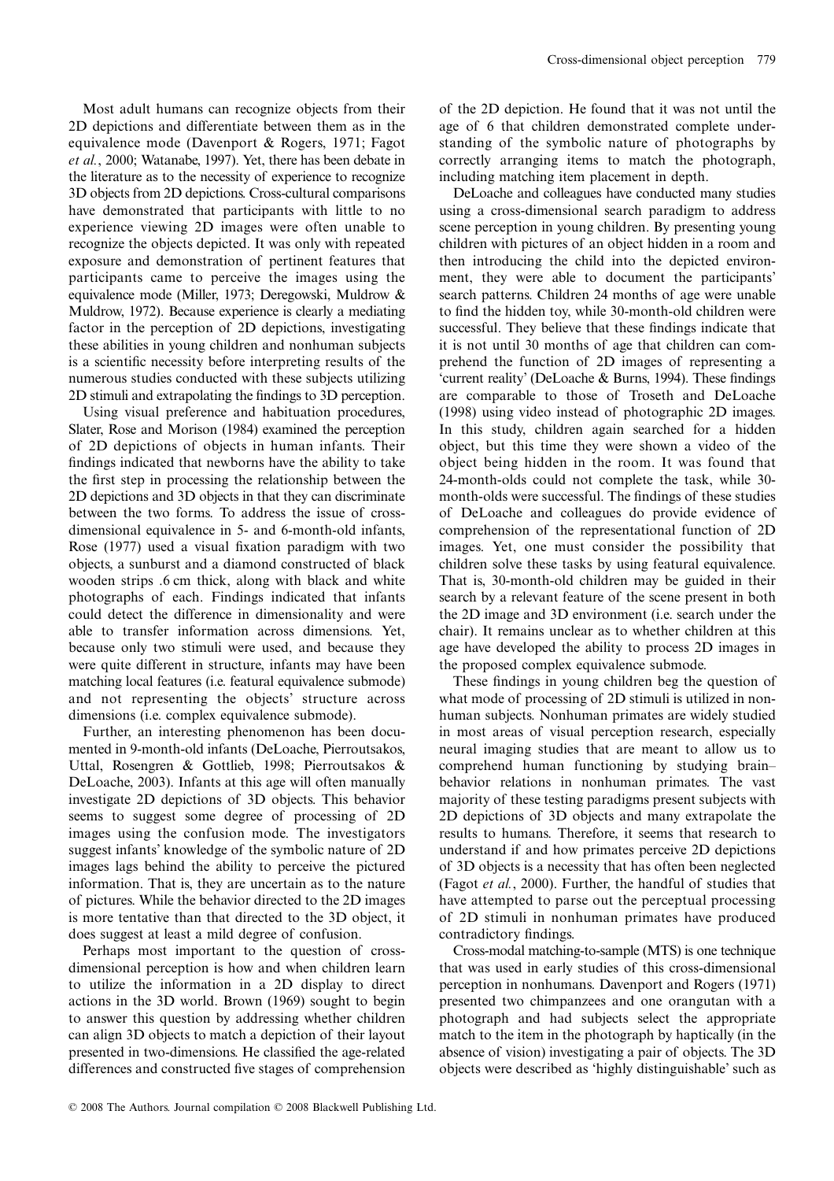Most adult humans can recognize objects from their 2D depictions and differentiate between them as in the equivalence mode (Davenport & Rogers, 1971; Fagot *et al.*, 2000; Watanabe, 1997). Yet, there has been debate in the literature as to the necessity of experience to recognize 3D objects from 2D depictions. Cross-cultural comparisons have demonstrated that participants with little to no experience viewing 2D images were often unable to recognize the objects depicted. It was only with repeated exposure and demonstration of pertinent features that participants came to perceive the images using the equivalence mode (Miller, 1973; Deregowski, Muldrow & Muldrow, 1972). Because experience is clearly a mediating factor in the perception of 2D depictions, investigating these abilities in young children and nonhuman subjects is a scientific necessity before interpreting results of the numerous studies conducted with these subjects utilizing 2D stimuli and extrapolating the findings to 3D perception.

Using visual preference and habituation procedures, Slater, Rose and Morison (1984) examined the perception of 2D depictions of objects in human infants. Their findings indicated that newborns have the ability to take the first step in processing the relationship between the 2D depictions and 3D objects in that they can discriminate between the two forms. To address the issue of cross-dimensional equivalence in 5- and 6-month-old infants, Rose (1977) used a visual fixation paradigm with two objects, a sunburst and a diamond constructed of black wooden strips .6 cm thick, along with black and white photographs of each. Findings indicated that infants could detect the difference in dimensionality and were able to transfer information across dimensions. Yet, because only two stimuli were used, and because they were quite different in structure, infants may have been matching local features (i.e. featural equivalence submode) and not representing the objects' structure across dimensions (i.e. complex equivalence submode).

Further, an interesting phenomenon has been documented in 9-month-old infants (DeLoache, Pierroutsakos, Uttal, Rosengren & Gottlieb, 1998; Pierroutsakos & DeLoache, 2003). Infants at this age will often manually investigate 2D depictions of 3D objects. This behavior seems to suggest some degree of processing of 2D images using the confusion mode. The investigators suggest infants' knowledge of the symbolic nature of 2D images lags behind the ability to perceive the pictured information. That is, they are uncertain as to the nature of pictures. While the behavior directed to the 2D images is more tentative than that directed to the 3D object, it does suggest at least a mild degree of confusion.

Perhaps most important to the question of cross-dimensional perception is how and when children learn to utilize the information in a 2D display to direct actions in the 3D world. Brown (1969) sought to begin to answer this question by addressing whether children can align 3D objects to match a depiction of their layout presented in two-dimensions. He classified the age-related differences and constructed five stages of comprehension of the 2D depiction. He found that it was not until the age of 6 that children demonstrated complete understanding of the symbolic nature of photographs by correctly arranging items to match the photograph, including matching item placement in depth.

DeLoache and colleagues have conducted many studies using a cross-dimensional search paradigm to address scene perception in young children. By presenting young children with pictures of an object hidden in a room and then introducing the child into the depicted environment, they were able to document the participants' search patterns. Children 24 months of age were unable to find the hidden toy, while 30-month-old children were successful. They believe that these findings indicate that it is not until 30 months of age that children can comprehend the function of 2D images of representing a 'current reality' (DeLoache & Burns, 1994). These findings are comparable to those of Troseth and DeLoache (1998) using video instead of photographic 2D images. In this study, children again searched for a hidden object, but this time they were shown a video of the object being hidden in the room. It was found that 24-month-olds could not complete the task, while 30-month-olds were successful. The findings of these studies of DeLoache and colleagues do provide evidence of comprehension of the representational function of 2D images. Yet, one must consider the possibility that children solve these tasks by using featural equivalence. That is, 30-month-old children may be guided in their search by a relevant feature of the scene present in both the 2D image and 3D environment (i.e. search under the chair). It remains unclear as to whether children at this age have developed the ability to process 2D images in the proposed complex equivalence submode.

These findings in young children beg the question of what mode of processing of 2D stimuli is utilized in nonhuman subjects. Nonhuman primates are widely studied in most areas of visual perception research, especially neural imaging studies that are meant to allow us to comprehend human functioning by studying brain–behavior relations in nonhuman primates. The vast majority of these testing paradigms present subjects with 2D depictions of 3D objects and many extrapolate the results to humans. Therefore, it seems that research to understand if and how primates perceive 2D depictions of 3D objects is a necessity that has often been neglected (Fagot *et al.*, 2000). Further, the handful of studies that have attempted to parse out the perceptual processing of 2D stimuli in nonhuman primates have produced contradictory findings.

Cross-modal matching-to-sample (MTS) is one technique that was used in early studies of this cross-dimensional perception in nonhumans. Davenport and Rogers (1971) presented two chimpanzees and one orangutan with a photograph and had subjects select the appropriate match to the item in the photograph by haptically (in the absence of vision) investigating a pair of objects. The 3D objects were described as 'highly distinguishable' such as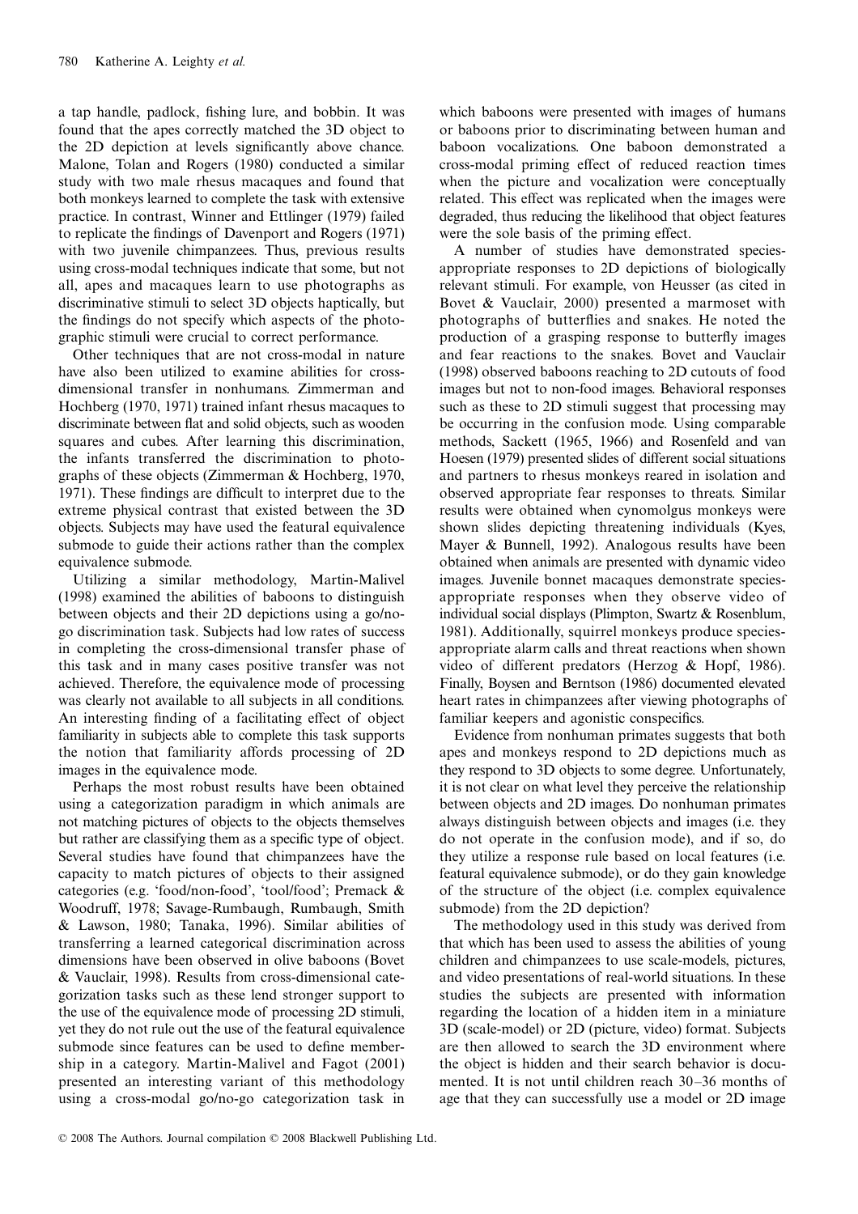a tap handle, padlock, fishing lure, and bobbin. It was found that the apes correctly matched the 3D object to the 2D depiction at levels significantly above chance. Malone, Tolan and Rogers (1980) conducted a similar study with two male rhesus macaques and found that both monkeys learned to complete the task with extensive practice. In contrast, Winner and Ettlinger (1979) failed to replicate the findings of Davenport and Rogers (1971) with two juvenile chimpanzees. Thus, previous results using cross-modal techniques indicate that some, but not all, apes and macaques learn to use photographs as discriminative stimuli to select 3D objects haptically, but the findings do not specify which aspects of the photographic stimuli were crucial to correct performance.

Other techniques that are not cross-modal in nature have also been utilized to examine abilities for cross-dimensional transfer in nonhumans. Zimmerman and Hochberg (1970, 1971) trained infant rhesus macaques to discriminate between flat and solid objects, such as wooden squares and cubes. After learning this discrimination, the infants transferred the discrimination to photographs of these objects (Zimmerman & Hochberg, 1970, 1971). These findings are difficult to interpret due to the extreme physical contrast that existed between the 3D objects. Subjects may have used the featural equivalence submode to guide their actions rather than the complex equivalence submode.

Utilizing a similar methodology, Martin-Malivel (1998) examined the abilities of baboons to distinguish between objects and their 2D depictions using a go/no-go discrimination task. Subjects had low rates of success in completing the cross-dimensional transfer phase of this task and in many cases positive transfer was not achieved. Therefore, the equivalence mode of processing was clearly not available to all subjects in all conditions. An interesting finding of a facilitating effect of object familiarity in subjects able to complete this task supports the notion that familiarity affords processing of 2D images in the equivalence mode.

Perhaps the most robust results have been obtained using a categorization paradigm in which animals are not matching pictures of objects to the objects themselves but rather are classifying them as a specific type of object. Several studies have found that chimpanzees have the capacity to match pictures of objects to their assigned categories (e.g. 'food/non-food', 'tool/food'; Premack & Woodruff, 1978; Savage-Rumbaugh, Rumbaugh, Smith & Lawson, 1980; Tanaka, 1996). Similar abilities of transferring a learned categorical discrimination across dimensions have been observed in olive baboons (Bovet & Vauclair, 1998). Results from cross-dimensional categorization tasks such as these lend stronger support to the use of the equivalence mode of processing 2D stimuli, yet they do not rule out the use of the featural equivalence submode since features can be used to define membership in a category. Martin-Malivel and Fagot (2001) presented an interesting variant of this methodology using a cross-modal go/no-go categorization task in which baboons were presented with images of humans or baboons prior to discriminating between human and baboon vocalizations. One baboon demonstrated a cross-modal priming effect of reduced reaction times when the picture and vocalization were conceptually related. This effect was replicated when the images were degraded, thus reducing the likelihood that object features were the sole basis of the priming effect.

A number of studies have demonstrated species-appropriate responses to 2D depictions of biologically relevant stimuli. For example, von Heusser (as cited in Bovet & Vauclair, 2000) presented a marmoset with photographs of butterflies and snakes. He noted the production of a grasping response to butterfly images and fear reactions to the snakes. Bovet and Vauclair (1998) observed baboons reaching to 2D cutouts of food images but not to non-food images. Behavioral responses such as these to 2D stimuli suggest that processing may be occurring in the confusion mode. Using comparable methods, Sackett (1965, 1966) and Rosenfeld and van Hoesen (1979) presented slides of different social situations and partners to rhesus monkeys reared in isolation and observed appropriate fear responses to threats. Similar results were obtained when cynomolgus monkeys were shown slides depicting threatening individuals (Kyes, Mayer & Bunnell, 1992). Analogous results have been obtained when animals are presented with dynamic video images. Juvenile bonnet macaques demonstrate species-appropriate responses when they observe video of individual social displays (Plimpton, Swartz & Rosenblum, 1981). Additionally, squirrel monkeys produce species-appropriate alarm calls and threat reactions when shown video of different predators (Herzog & Hopf, 1986). Finally, Boysen and Berntson (1986) documented elevated heart rates in chimpanzees after viewing photographs of familiar keepers and agonistic conspecifics.

Evidence from nonhuman primates suggests that both apes and monkeys respond to 2D depictions much as they respond to 3D objects to some degree. Unfortunately, it is not clear on what level they perceive the relationship between objects and 2D images. Do nonhuman primates always distinguish between objects and images (i.e. they do not operate in the confusion mode), and if so, do they utilize a response rule based on local features (i.e. featural equivalence submode), or do they gain knowledge of the structure of the object (i.e. complex equivalence submode) from the 2D depiction?

The methodology used in this study was derived from that which has been used to assess the abilities of young children and chimpanzees to use scale-models, pictures, and video presentations of real-world situations. In these studies the subjects are presented with information regarding the location of a hidden item in a miniature 3D (scale-model) or 2D (picture, video) format. Subjects are then allowed to search the 3D environment where the object is hidden and their search behavior is documented. It is not until children reach 30–36 months of age that they can successfully use a model or 2D image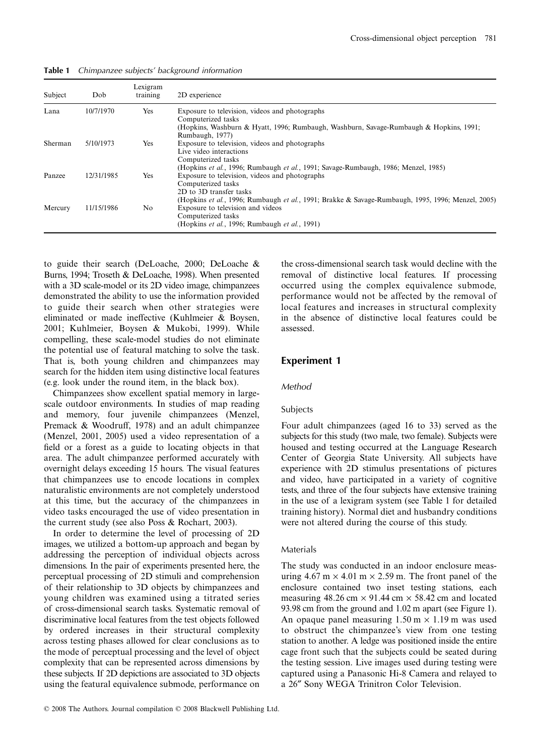**Table 1** *Chimpanzee subjects' background information*

| Subject | Dob | Lexigram training | 2D experience |
|---|---|---|---|
| Lana | 10/7/1970 | Yes | Exposure to television, videos and photographs<br>Computerized tasks<br>(Hopkins, Washburn & Hyatt, 1996; Rumbaugh, Washburn, Savage-Rumbaugh & Hopkins, 1991; Rumbaugh, 1977) |
| Sherman | 5/10/1973 | Yes | Exposure to television, videos and photographs<br>Live video interactions<br>Computerized tasks<br>(Hopkins *et al.*, 1996; Rumbaugh *et al.*, 1991; Savage-Rumbaugh, 1986; Menzel, 1985) |
| Panzee | 12/31/1985 | Yes | Exposure to television, videos and photographs<br>Computerized tasks<br>2D to 3D transfer tasks<br>(Hopkins *et al.*, 1996; Rumbaugh *et al.*, 1991; Brakke & Savage-Rumbaugh, 1995, 1996; Menzel, 2005) |
| Mercury | 11/15/1986 | No | Exposure to television and videos<br>Computerized tasks<br>(Hopkins *et al.*, 1996; Rumbaugh *et al.*, 1991) |

to guide their search (DeLoache, 2000; DeLoache & Burns, 1994; Troseth & DeLoache, 1998). When presented with a 3D scale-model or its 2D video image, chimpanzees demonstrated the ability to use the information provided to guide their search when other strategies were eliminated or made ineffective (Kuhlmeier & Boysen, 2001; Kuhlmeier, Boysen & Mukobi, 1999). While compelling, these scale-model studies do not eliminate the potential use of featural matching to solve the task. That is, both young children and chimpanzees may search for the hidden item using distinctive local features (e.g. look under the round item, in the black box).

Chimpanzees show excellent spatial memory in large-scale outdoor environments. In studies of map reading and memory, four juvenile chimpanzees (Menzel, Premack & Woodruff, 1978) and an adult chimpanzee (Menzel, 2001, 2005) used a video representation of a field or a forest as a guide to locating objects in that area. The adult chimpanzee performed accurately with overnight delays exceeding 15 hours. The visual features that chimpanzees use to encode locations in complex naturalistic environments are not completely understood at this time, but the accuracy of the chimpanzees in video tasks encouraged the use of video presentation in the current study (see also Poss & Rochart, 2003).

In order to determine the level of processing of 2D images, we utilized a bottom-up approach and began by addressing the perception of individual objects across dimensions. In the pair of experiments presented here, the perceptual processing of 2D stimuli and comprehension of their relationship to 3D objects by chimpanzees and young children was examined using a titrated series of cross-dimensional search tasks. Systematic removal of discriminative local features from the test objects followed by ordered increases in their structural complexity across testing phases allowed for clear conclusions as to the mode of perceptual processing and the level of object complexity that can be represented across dimensions by these subjects. If 2D depictions are associated to 3D objects using the featural equivalence submode, performance on the cross-dimensional search task would decline with the removal of distinctive local features. If processing occurred using the complex equivalence submode, performance would not be affected by the removal of local features and increases in structural complexity in the absence of distinctive local features could be assessed.

## Experiment 1

### *Method*

#### Subjects

Four adult chimpanzees (aged 16 to 33) served as the subjects for this study (two male, two female). Subjects were housed and testing occurred at the Language Research Center of Georgia State University. All subjects have experience with 2D stimulus presentations of pictures and video, have participated in a variety of cognitive tests, and three of the four subjects have extensive training in the use of a lexigram system (see Table 1 for detailed training history). Normal diet and husbandry conditions were not altered during the course of this study.

#### Materials

The study was conducted in an indoor enclosure measuring 4.67 m × 4.01 m × 2.59 m. The front panel of the enclosure contained two inset testing stations, each measuring 48.26 cm × 91.44 cm × 58.42 cm and located 93.98 cm from the ground and 1.02 m apart (see Figure 1). An opaque panel measuring 1.50 m × 1.19 m was used to obstruct the chimpanzee's view from one testing station to another. A ledge was positioned inside the entire cage front such that the subjects could be seated during the testing session. Live images used during testing were captured using a Panasonic Hi-8 Camera and relayed to a 26″ Sony WEGA Trinitron Color Television.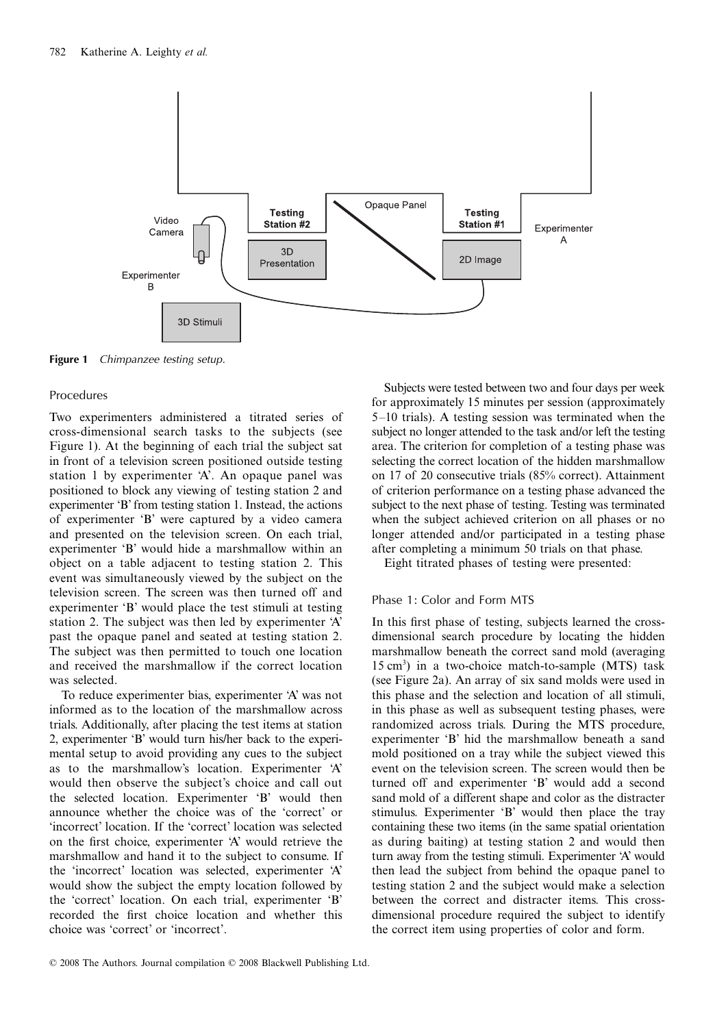**Figure 1** *Chimpanzee testing setup.*

## Procedures

Two experimenters administered a titrated series of cross-dimensional search tasks to the subjects (see Figure 1). At the beginning of each trial the subject sat in front of a television screen positioned outside testing station 1 by experimenter 'A'. An opaque panel was positioned to block any viewing of testing station 2 and experimenter 'B' from testing station 1. Instead, the actions of experimenter 'B' were captured by a video camera and presented on the television screen. On each trial, experimenter 'B' would hide a marshmallow within an object on a table adjacent to testing station 2. This event was simultaneously viewed by the subject on the television screen. The screen was then turned off and experimenter 'B' would place the test stimuli at testing station 2. The subject was then led by experimenter 'A' past the opaque panel and seated at testing station 2. The subject was then permitted to touch one location and received the marshmallow if the correct location was selected.

To reduce experimenter bias, experimenter 'A' was not informed as to the location of the marshmallow across trials. Additionally, after placing the test items at station 2, experimenter 'B' would turn his/her back to the experimental setup to avoid providing any cues to the subject as to the marshmallow's location. Experimenter 'A' would then observe the subject's choice and call out the selected location. Experimenter 'B' would then announce whether the choice was of the 'correct' or 'incorrect' location. If the 'correct' location was selected on the first choice, experimenter 'A' would retrieve the marshmallow and hand it to the subject to consume. If the 'incorrect' location was selected, experimenter 'A' would show the subject the empty location followed by the 'correct' location. On each trial, experimenter 'B' recorded the first choice location and whether this choice was 'correct' or 'incorrect'.

Subjects were tested between two and four days per week for approximately 15 minutes per session (approximately 5–10 trials). A testing session was terminated when the subject no longer attended to the task and/or left the testing area. The criterion for completion of a testing phase was selecting the correct location of the hidden marshmallow on 17 of 20 consecutive trials (85% correct). Attainment of criterion performance on a testing phase advanced the subject to the next phase of testing. Testing was terminated when the subject achieved criterion on all phases or no longer attended and/or participated in a testing phase after completing a minimum 50 trials on that phase.

Eight titrated phases of testing were presented:

### Phase 1: Color and Form MTS

In this first phase of testing, subjects learned the cross-dimensional search procedure by locating the hidden marshmallow beneath the correct sand mold (averaging 15 cm$^3$) in a two-choice match-to-sample (MTS) task (see Figure 2a). An array of six sand molds were used in this phase and the selection and location of all stimuli, in this phase as well as subsequent testing phases, were randomized across trials. During the MTS procedure, experimenter 'B' hid the marshmallow beneath a sand mold positioned on a tray while the subject viewed this event on the television screen. The screen would then be turned off and experimenter 'B' would add a second sand mold of a different shape and color as the distracter stimulus. Experimenter 'B' would then place the tray containing these two items (in the same spatial orientation as during baiting) at testing station 2 and would then turn away from the testing stimuli. Experimenter 'A' would then lead the subject from behind the opaque panel to testing station 2 and the subject would make a selection between the correct and distracter items. This cross-dimensional procedure required the subject to identify the correct item using properties of color and form.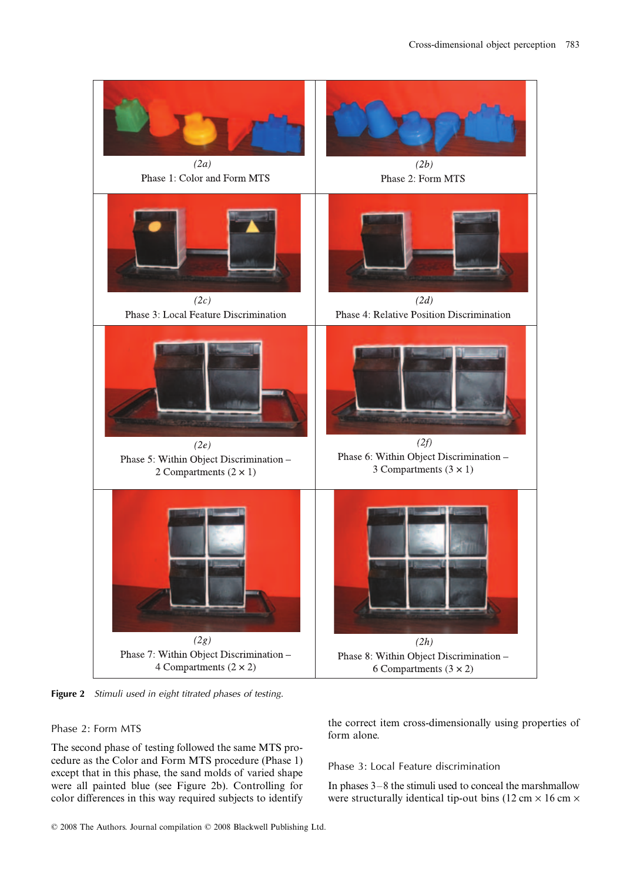(2a)
Phase 1: Color and Form MTS

(2b)
Phase 2: Form MTS

(2c)
Phase 3: Local Feature Discrimination

(2d)
Phase 4: Relative Position Discrimination

(2e)
Phase 5: Within Object Discrimination – 2 Compartments (2 × 1)

(2f)
Phase 6: Within Object Discrimination – 3 Compartments (3 × 1)

(2g)
Phase 7: Within Object Discrimination – 4 Compartments (2 × 2)

(2h)
Phase 8: Within Object Discrimination – 6 Compartments (3 × 2)

**Figure 2** *Stimuli used in eight titrated phases of testing.*

### Phase 2: Form MTS

The second phase of testing followed the same MTS procedure as the Color and Form MTS procedure (Phase 1) except that in this phase, the sand molds of varied shape were all painted blue (see Figure 2b). Controlling for color differences in this way required subjects to identify the correct item cross-dimensionally using properties of form alone.

### Phase 3: Local Feature discrimination

In phases 3–8 the stimuli used to conceal the marshmallow were structurally identical tip-out bins (12 cm × 16 cm ×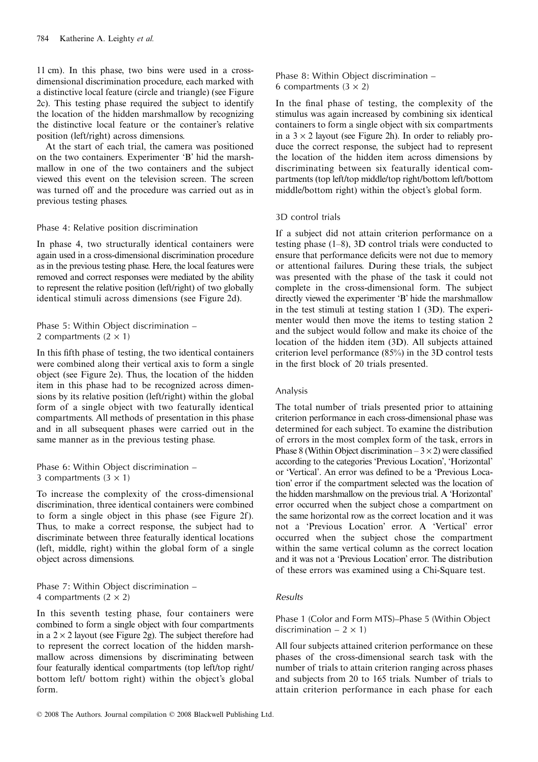11 cm). In this phase, two bins were used in a cross-dimensional discrimination procedure, each marked with a distinctive local feature (circle and triangle) (see Figure 2c). This testing phase required the subject to identify the location of the hidden marshmallow by recognizing the distinctive local feature or the container's relative position (left/right) across dimensions.

At the start of each trial, the camera was positioned on the two containers. Experimenter 'B' hid the marshmallow in one of the two containers and the subject viewed this event on the television screen. The screen was turned off and the procedure was carried out as in previous testing phases.

### Phase 4: Relative position discrimination

In phase 4, two structurally identical containers were again used in a cross-dimensional discrimination procedure as in the previous testing phase. Here, the local features were removed and correct responses were mediated by the ability to represent the relative position (left/right) of two globally identical stimuli across dimensions (see Figure 2d).

### Phase 5: Within Object discrimination – 2 compartments ($2 \times 1$)

In this fifth phase of testing, the two identical containers were combined along their vertical axis to form a single object (see Figure 2e). Thus, the location of the hidden item in this phase had to be recognized across dimensions by its relative position (left/right) within the global form of a single object with two featurally identical compartments. All methods of presentation in this phase and in all subsequent phases were carried out in the same manner as in the previous testing phase.

### Phase 6: Within Object discrimination – 3 compartments ($3 \times 1$)

To increase the complexity of the cross-dimensional discrimination, three identical containers were combined to form a single object in this phase (see Figure 2f). Thus, to make a correct response, the subject had to discriminate between three featurally identical locations (left, middle, right) within the global form of a single object across dimensions.

### Phase 7: Within Object discrimination – 4 compartments ($2 \times 2$)

In this seventh testing phase, four containers were combined to form a single object with four compartments in a $2 \times 2$ layout (see Figure 2g). The subject therefore had to represent the correct location of the hidden marshmallow across dimensions by discriminating between four featurally identical compartments (top left/top right/bottom left/ bottom right) within the object's global form.

### Phase 8: Within Object discrimination – 6 compartments ($3 \times 2$)

In the final phase of testing, the complexity of the stimulus was again increased by combining six identical containers to form a single object with six compartments in a $3 \times 2$ layout (see Figure 2h). In order to reliably produce the correct response, the subject had to represent the location of the hidden item across dimensions by discriminating between six featurally identical compartments (top left/top middle/top right/bottom left/bottom middle/bottom right) within the object's global form.

### 3D control trials

If a subject did not attain criterion performance on a testing phase (1–8), 3D control trials were conducted to ensure that performance deficits were not due to memory or attentional failures. During these trials, the subject was presented with the phase of the task it could not complete in the cross-dimensional form. The subject directly viewed the experimenter 'B' hide the marshmallow in the test stimuli at testing station 1 (3D). The experimenter would then move the items to testing station 2 and the subject would follow and make its choice of the location of the hidden item (3D). All subjects attained criterion level performance (85%) in the 3D control tests in the first block of 20 trials presented.

### Analysis

The total number of trials presented prior to attaining criterion performance in each cross-dimensional phase was determined for each subject. To examine the distribution of errors in the most complex form of the task, errors in Phase 8 (Within Object discrimination – $3 \times 2$) were classified according to the categories 'Previous Location', 'Horizontal' or 'Vertical'. An error was defined to be a 'Previous Location' error if the compartment selected was the location of the hidden marshmallow on the previous trial. A 'Horizontal' error occurred when the subject chose a compartment on the same horizontal row as the correct location and it was not a 'Previous Location' error. A 'Vertical' error occurred when the subject chose the compartment within the same vertical column as the correct location and it was not a 'Previous Location' error. The distribution of these errors was examined using a Chi-Square test.

## *Results*

### Phase 1 (Color and Form MTS)–Phase 5 (Within Object discrimination – $2 \times 1$)

All four subjects attained criterion performance on these phases of the cross-dimensional search task with the number of trials to attain criterion ranging across phases and subjects from 20 to 165 trials. Number of trials to attain criterion performance in each phase for each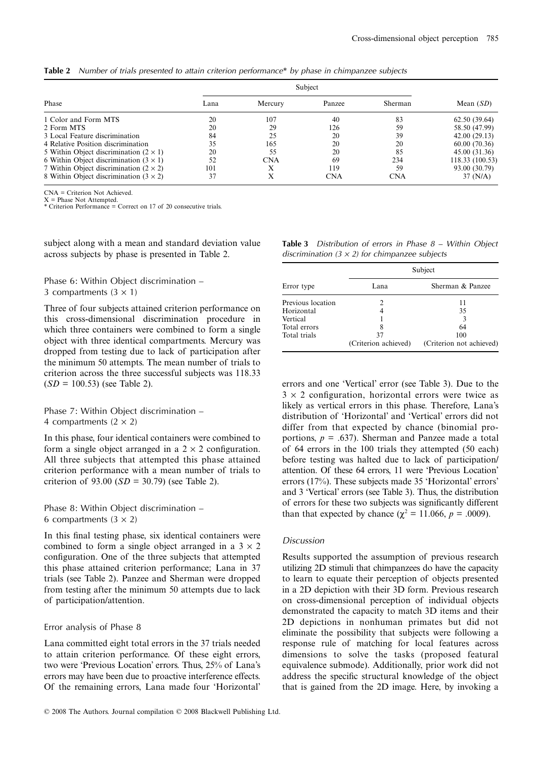**Table 2** *Number of trials presented to attain criterion performance\* by phase in chimpanzee subjects*

| Phase | Subject | | | | Mean (*SD*) |
|---|---|---|---|---|---|
| | Lana | Mercury | Panzee | Sherman | |
| 1 Color and Form MTS | 20 | 107 | 40 | 83 | 62.50 (39.64) |
| 2 Form MTS | 20 | 29 | 126 | 59 | 58.50 (47.99) |
| 3 Local Feature discrimination | 84 | 25 | 20 | 39 | 42.00 (29.13) |
| 4 Relative Position discrimination | 35 | 165 | 20 | 20 | 60.00 (70.36) |
| 5 Within Object discrimination ($2 \times 1$) | 20 | 55 | 20 | 85 | 45.00 (31.36) |
| 6 Within Object discrimination ($3 \times 1$) | 52 | CNA | 69 | 234 | 118.33 (100.53) |
| 7 Within Object discrimination ($2 \times 2$) | 101 | X | 119 | 59 | 93.00 (30.79) |
| 8 Within Object discrimination ($3 \times 2$) | 37 | X | CNA | CNA | 37 (N/A) |

CNA = Criterion Not Achieved.
X = Phase Not Attempted.
\* Criterion Performance = Correct on 17 of 20 consecutive trials.

subject along with a mean and standard deviation value across subjects by phase is presented in Table 2.

### Phase 6: Within Object discrimination – 3 compartments ($3 \times 1$)

Three of four subjects attained criterion performance on this cross-dimensional discrimination procedure in which three containers were combined to form a single object with three identical compartments. Mercury was dropped from testing due to lack of participation after the minimum 50 attempts. The mean number of trials to criterion across the three successful subjects was 118.33 ($SD = 100.53$) (see Table 2).

### Phase 7: Within Object discrimination – 4 compartments ($2 \times 2$)

In this phase, four identical containers were combined to form a single object arranged in a $2 \times 2$ configuration. All three subjects that attempted this phase attained criterion performance with a mean number of trials to criterion of 93.00 ($SD = 30.79$) (see Table 2).

### Phase 8: Within Object discrimination – 6 compartments ($3 \times 2$)

In this final testing phase, six identical containers were combined to form a single object arranged in a $3 \times 2$ configuration. One of the three subjects that attempted this phase attained criterion performance; Lana in 37 trials (see Table 2). Panzee and Sherman were dropped from testing after the minimum 50 attempts due to lack of participation/attention.

### Error analysis of Phase 8

Lana committed eight total errors in the 37 trials needed to attain criterion performance. Of these eight errors, two were 'Previous Location' errors. Thus, 25% of Lana's errors may have been due to proactive interference effects. Of the remaining errors, Lana made four 'Horizontal' errors and one 'Vertical' error (see Table 3). Due to the $3 \times 2$ configuration, horizontal errors were twice as likely as vertical errors in this phase. Therefore, Lana's distribution of 'Horizontal' and 'Vertical' errors did not differ from that expected by chance (binomial proportions, $p = .637$). Sherman and Panzee made a total of 64 errors in the 100 trials they attempted (50 each) before testing was halted due to lack of participation/attention. Of these 64 errors, 11 were 'Previous Location' errors (17%). These subjects made 35 'Horizontal' errors' and 3 'Vertical' errors (see Table 3). Thus, the distribution of errors for these two subjects was significantly different than that expected by chance ($\chi^2 = 11.066$, $p = .0009$).

**Table 3** *Distribution of errors in Phase 8 – Within Object discrimination ($3 \times 2$) for chimpanzee subjects*

| Error type | Subject | |
|---|---|---|
| | Lana | Sherman & Panzee |
| Previous location | 2 | 11 |
| Horizontal | 4 | 35 |
| Vertical | 1 | 3 |
| Total errors | 8 | 64 |
| Total trials | 37 (Criterion achieved) | 100 (Criterion not achieved) |

### Discussion

Results supported the assumption of previous research utilizing 2D stimuli that chimpanzees do have the capacity to learn to equate their perception of objects presented in a 2D depiction with their 3D form. Previous research on cross-dimensional perception of individual objects demonstrated the capacity to match 3D items and their 2D depictions in nonhuman primates but did not eliminate the possibility that subjects were following a response rule of matching for local features across dimensions to solve the tasks (proposed featural equivalence submode). Additionally, prior work did not address the specific structural knowledge of the object that is gained from the 2D image. Here, by invoking a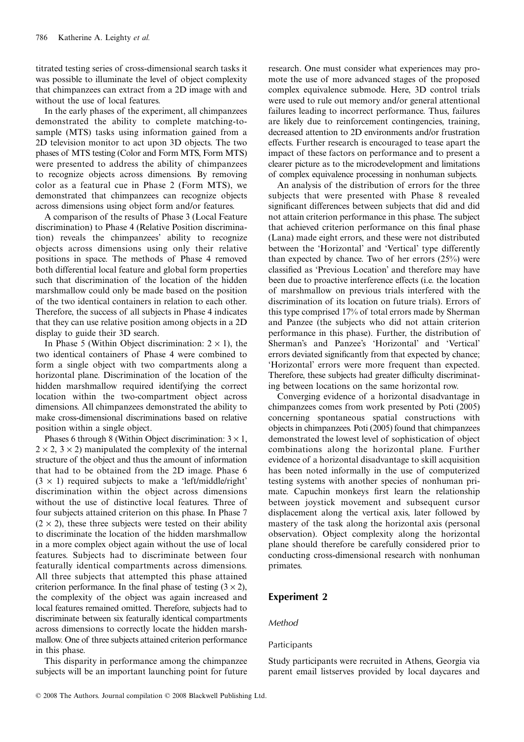titrated testing series of cross-dimensional search tasks it was possible to illuminate the level of object complexity that chimpanzees can extract from a 2D image with and without the use of local features.

In the early phases of the experiment, all chimpanzees demonstrated the ability to complete matching-to-sample (MTS) tasks using information gained from a 2D television monitor to act upon 3D objects. The two phases of MTS testing (Color and Form MTS, Form MTS) were presented to address the ability of chimpanzees to recognize objects across dimensions. By removing color as a featural cue in Phase 2 (Form MTS), we demonstrated that chimpanzees can recognize objects across dimensions using object form and/or features.

A comparison of the results of Phase 3 (Local Feature discrimination) to Phase 4 (Relative Position discrimination) reveals the chimpanzees' ability to recognize objects across dimensions using only their relative positions in space. The methods of Phase 4 removed both differential local feature and global form properties such that discrimination of the location of the hidden marshmallow could only be made based on the position of the two identical containers in relation to each other. Therefore, the success of all subjects in Phase 4 indicates that they can use relative position among objects in a 2D display to guide their 3D search.

In Phase 5 (Within Object discrimination: $2 \times 1$), the two identical containers of Phase 4 were combined to form a single object with two compartments along a horizontal plane. Discrimination of the location of the hidden marshmallow required identifying the correct location within the two-compartment object across dimensions. All chimpanzees demonstrated the ability to make cross-dimensional discriminations based on relative position within a single object.

Phases 6 through 8 (Within Object discrimination: $3 \times 1$, $2 \times 2$, $3 \times 2$) manipulated the complexity of the internal structure of the object and thus the amount of information that had to be obtained from the 2D image. Phase 6 ($3 \times 1$) required subjects to make a 'left/middle/right' discrimination within the object across dimensions without the use of distinctive local features. Three of four subjects attained criterion on this phase. In Phase 7 ($2 \times 2$), these three subjects were tested on their ability to discriminate the location of the hidden marshmallow in a more complex object again without the use of local features. Subjects had to discriminate between four featurally identical compartments across dimensions. All three subjects that attempted this phase attained criterion performance. In the final phase of testing ($3 \times 2$), the complexity of the object was again increased and local features remained omitted. Therefore, subjects had to discriminate between six featurally identical compartments across dimensions to correctly locate the hidden marshmallow. One of three subjects attained criterion performance in this phase.

This disparity in performance among the chimpanzee subjects will be an important launching point for future research. One must consider what experiences may promote the use of more advanced stages of the proposed complex equivalence submode. Here, 3D control trials were used to rule out memory and/or general attentional failures leading to incorrect performance. Thus, failures are likely due to reinforcement contingencies, training, decreased attention to 2D environments and/or frustration effects. Further research is encouraged to tease apart the impact of these factors on performance and to present a clearer picture as to the microdevelopment and limitations of complex equivalence processing in nonhuman subjects.

An analysis of the distribution of errors for the three subjects that were presented with Phase 8 revealed significant differences between subjects that did and did not attain criterion performance in this phase. The subject that achieved criterion performance on this final phase (Lana) made eight errors, and these were not distributed between the 'Horizontal' and 'Vertical' type differently than expected by chance. Two of her errors (25%) were classified as 'Previous Location' and therefore may have been due to proactive interference effects (i.e. the location of marshmallow on previous trials interfered with the discrimination of its location on future trials). Errors of this type comprised 17% of total errors made by Sherman and Panzee (the subjects who did not attain criterion performance in this phase). Further, the distribution of Sherman's and Panzee's 'Horizontal' and 'Vertical' errors deviated significantly from that expected by chance; 'Horizontal' errors were more frequent than expected. Therefore, these subjects had greater difficulty discriminating between locations on the same horizontal row.

Converging evidence of a horizontal disadvantage in chimpanzees comes from work presented by Poti (2005) concerning spontaneous spatial constructions with objects in chimpanzees. Poti (2005) found that chimpanzees demonstrated the lowest level of sophistication of object combinations along the horizontal plane. Further evidence of a horizontal disadvantage to skill acquisition has been noted informally in the use of computerized testing systems with another species of nonhuman primate. Capuchin monkeys first learn the relationship between joystick movement and subsequent cursor displacement along the vertical axis, later followed by mastery of the task along the horizontal axis (personal observation). Object complexity along the horizontal plane should therefore be carefully considered prior to conducting cross-dimensional research with nonhuman primates.

## Experiment 2

### *Method*

#### Participants

Study participants were recruited in Athens, Georgia via parent email listserves provided by local daycares and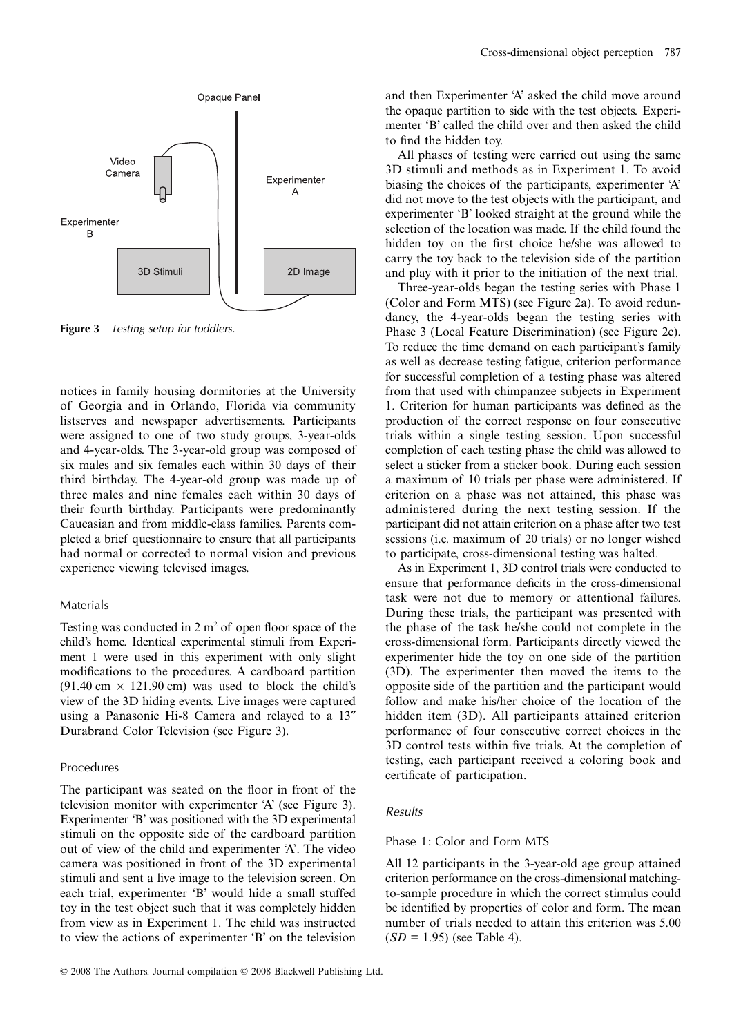Figure 3 *Testing setup for toddlers.*

notices in family housing dormitories at the University of Georgia and in Orlando, Florida via community listserves and newspaper advertisements. Participants were assigned to one of two study groups, 3-year-olds and 4-year-olds. The 3-year-old group was composed of six males and six females each within 30 days of their third birthday. The 4-year-old group was made up of three males and nine females each within 30 days of their fourth birthday. Participants were predominantly Caucasian and from middle-class families. Parents completed a brief questionnaire to ensure that all participants had normal or corrected to normal vision and previous experience viewing televised images.

### Materials

Testing was conducted in 2 m$^2$ of open floor space of the child's home. Identical experimental stimuli from Experiment 1 were used in this experiment with only slight modifications to the procedures. A cardboard partition (91.40 cm × 121.90 cm) was used to block the child's view of the 3D hiding events. Live images were captured using a Panasonic Hi-8 Camera and relayed to a 13″ Durabrand Color Television (see Figure 3).

### Procedures

The participant was seated on the floor in front of the television monitor with experimenter 'A' (see Figure 3). Experimenter 'B' was positioned with the 3D experimental stimuli on the opposite side of the cardboard partition out of view of the child and experimenter 'A'. The video camera was positioned in front of the 3D experimental stimuli and sent a live image to the television screen. On each trial, experimenter 'B' would hide a small stuffed toy in the test object such that it was completely hidden from view as in Experiment 1. The child was instructed to view the actions of experimenter 'B' on the television and then Experimenter 'A' asked the child move around the opaque partition to side with the test objects. Experimenter 'B' called the child over and then asked the child to find the hidden toy.

All phases of testing were carried out using the same 3D stimuli and methods as in Experiment 1. To avoid biasing the choices of the participants, experimenter 'A' did not move to the test objects with the participant, and experimenter 'B' looked straight at the ground while the selection of the location was made. If the child found the hidden toy on the first choice he/she was allowed to carry the toy back to the television side of the partition and play with it prior to the initiation of the next trial.

Three-year-olds began the testing series with Phase 1 (Color and Form MTS) (see Figure 2a). To avoid redundancy, the 4-year-olds began the testing series with Phase 3 (Local Feature Discrimination) (see Figure 2c). To reduce the time demand on each participant's family as well as decrease testing fatigue, criterion performance for successful completion of a testing phase was altered from that used with chimpanzee subjects in Experiment 1. Criterion for human participants was defined as the production of the correct response on four consecutive trials within a single testing session. Upon successful completion of each testing phase the child was allowed to select a sticker from a sticker book. During each session a maximum of 10 trials per phase were administered. If criterion on a phase was not attained, this phase was administered during the next testing session. If the participant did not attain criterion on a phase after two test sessions (i.e. maximum of 20 trials) or no longer wished to participate, cross-dimensional testing was halted.

As in Experiment 1, 3D control trials were conducted to ensure that performance deficits in the cross-dimensional task were not due to memory or attentional failures. During these trials, the participant was presented with the phase of the task he/she could not complete in the cross-dimensional form. Participants directly viewed the experimenter hide the toy on one side of the partition (3D). The experimenter then moved the items to the opposite side of the partition and the participant would follow and make his/her choice of the location of the hidden item (3D). All participants attained criterion performance of four consecutive correct choices in the 3D control tests within five trials. At the completion of testing, each participant received a coloring book and certificate of participation.

## *Results*

### Phase 1: Color and Form MTS

All 12 participants in the 3-year-old age group attained criterion performance on the cross-dimensional matching-to-sample procedure in which the correct stimulus could be identified by properties of color and form. The mean number of trials needed to attain this criterion was 5.00 ($SD$ = 1.95) (see Table 4).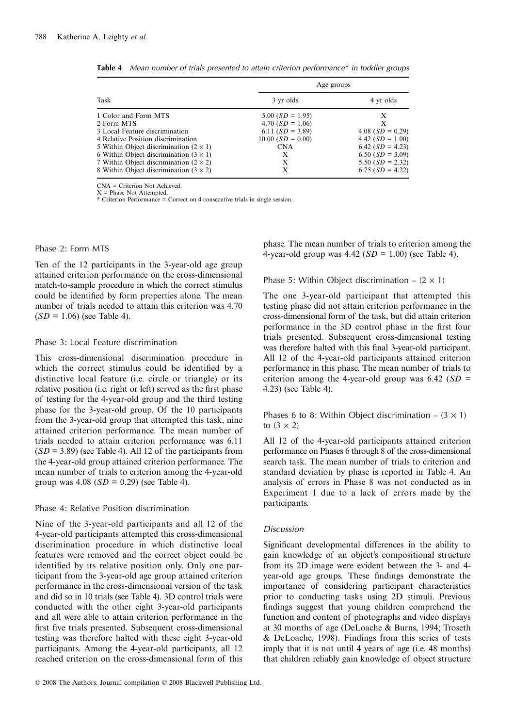**Table 4** *Mean number of trials presented to attain criterion performance\* in toddler groups*

| Task | Age groups | |
|---|---|---|
| | 3 yr olds | 4 yr olds |
| 1 Color and Form MTS | 5.00 ($SD$ = 1.95) | X |
| 2 Form MTS | 4.70 ($SD$ = 1.06) | X |
| 3 Local Feature discrimination | 6.11 ($SD$ = 3.89) | 4.08 ($SD$ = 0.29) |
| 4 Relative Position discrimination | 10.00 ($SD$ = 0.00) | 4.42 ($SD$ = 1.00) |
| 5 Within Object discrimination ($2 \times 1$) | CNA | 6.42 ($SD$ = 4.23) |
| 6 Within Object discrimination ($3 \times 1$) | X | 6.50 ($SD$ = 3.09) |
| 7 Within Object discrimination ($2 \times 2$) | X | 5.50 ($SD$ = 2.32) |
| 8 Within Object discrimination ($3 \times 2$) | X | 6.75 ($SD$ = 4.22) |

CNA = Criterion Not Achieved.
X = Phase Not Attempted.
\* Criterion Performance = Correct on 4 consecutive trials in single session.

### Phase 2: Form MTS

Ten of the 12 participants in the 3-year-old age group attained criterion performance on the cross-dimensional match-to-sample procedure in which the correct stimulus could be identified by form properties alone. The mean number of trials needed to attain this criterion was 4.70 ($SD$ = 1.06) (see Table 4).

### Phase 3: Local Feature discrimination

This cross-dimensional discrimination procedure in which the correct stimulus could be identified by a distinctive local feature (i.e. circle or triangle) or its relative position (i.e. right or left) served as the first phase of testing for the 4-year-old group and the third testing phase for the 3-year-old group. Of the 10 participants from the 3-year-old group that attempted this task, nine attained criterion performance. The mean number of trials needed to attain criterion performance was 6.11 ($SD$ = 3.89) (see Table 4). All 12 of the participants from the 4-year-old group attained criterion performance. The mean number of trials to criterion among the 4-year-old group was 4.08 ($SD$ = 0.29) (see Table 4).

### Phase 4: Relative Position discrimination

Nine of the 3-year-old participants and all 12 of the 4-year-old participants attempted this cross-dimensional discrimination procedure in which distinctive local features were removed and the correct object could be identified by its relative position only. Only one participant from the 3-year-old age group attained criterion performance in the cross-dimensional version of the task and did so in 10 trials (see Table 4). 3D control trials were conducted with the other eight 3-year-old participants and all were able to attain criterion performance in the first five trials presented. Subsequent cross-dimensional testing was therefore halted with these eight 3-year-old participants. Among the 4-year-old participants, all 12 reached criterion on the cross-dimensional form of this phase. The mean number of trials to criterion among the 4-year-old group was 4.42 ($SD$ = 1.00) (see Table 4).

### Phase 5: Within Object discrimination – ($2 \times 1$)

The one 3-year-old participant that attempted this testing phase did not attain criterion performance in the cross-dimensional form of the task, but did attain criterion performance in the 3D control phase in the first four trials presented. Subsequent cross-dimensional testing was therefore halted with this final 3-year-old participant. All 12 of the 4-year-old participants attained criterion performance in this phase. The mean number of trials to criterion among the 4-year-old group was 6.42 ($SD$ = 4.23) (see Table 4).

### Phases 6 to 8: Within Object discrimination – ($3 \times 1$) to ($3 \times 2$)

All 12 of the 4-year-old participants attained criterion performance on Phases 6 through 8 of the cross-dimensional search task. The mean number of trials to criterion and standard deviation by phase is reported in Table 4. An analysis of errors in Phase 8 was not conducted as in Experiment 1 due to a lack of errors made by the participants.

### *Discussion*

Significant developmental differences in the ability to gain knowledge of an object's compositional structure from its 2D image were evident between the 3- and 4-year-old age groups. These findings demonstrate the importance of considering participant characteristics prior to conducting tasks using 2D stimuli. Previous findings suggest that young children comprehend the function and content of photographs and video displays at 30 months of age (DeLoache & Burns, 1994; Troseth & DeLoache, 1998). Findings from this series of tests imply that it is not until 4 years of age (i.e. 48 months) that children reliably gain knowledge of object structure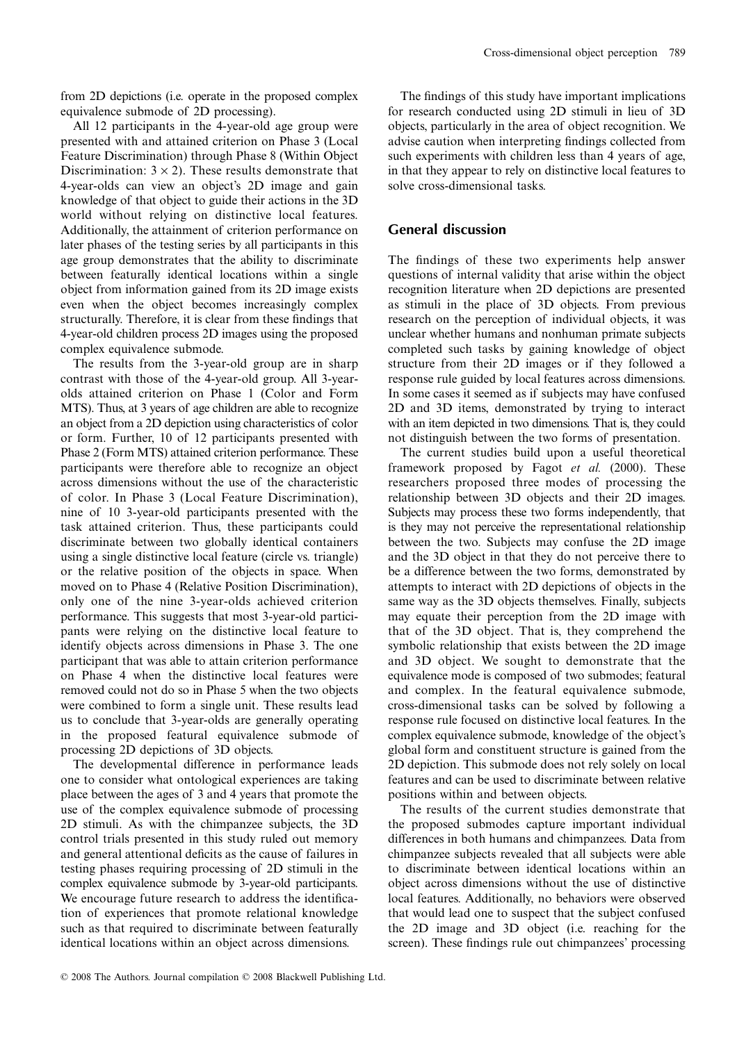from 2D depictions (i.e. operate in the proposed complex equivalence submode of 2D processing).

All 12 participants in the 4-year-old age group were presented with and attained criterion on Phase 3 (Local Feature Discrimination) through Phase 8 (Within Object Discrimination: $3 \times 2$). These results demonstrate that 4-year-olds can view an object's 2D image and gain knowledge of that object to guide their actions in the 3D world without relying on distinctive local features. Additionally, the attainment of criterion performance on later phases of the testing series by all participants in this age group demonstrates that the ability to discriminate between featurally identical locations within a single object from information gained from its 2D image exists even when the object becomes increasingly complex structurally. Therefore, it is clear from these findings that 4-year-old children process 2D images using the proposed complex equivalence submode.

The results from the 3-year-old group are in sharp contrast with those of the 4-year-old group. All 3-year-olds attained criterion on Phase 1 (Color and Form MTS). Thus, at 3 years of age children are able to recognize an object from a 2D depiction using characteristics of color or form. Further, 10 of 12 participants presented with Phase 2 (Form MTS) attained criterion performance. These participants were therefore able to recognize an object across dimensions without the use of the characteristic of color. In Phase 3 (Local Feature Discrimination), nine of 10 3-year-old participants presented with the task attained criterion. Thus, these participants could discriminate between two globally identical containers using a single distinctive local feature (circle vs. triangle) or the relative position of the objects in space. When moved on to Phase 4 (Relative Position Discrimination), only one of the nine 3-year-olds achieved criterion performance. This suggests that most 3-year-old participants were relying on the distinctive local feature to identify objects across dimensions in Phase 3. The one participant that was able to attain criterion performance on Phase 4 when the distinctive local features were removed could not do so in Phase 5 when the two objects were combined to form a single unit. These results lead us to conclude that 3-year-olds are generally operating in the proposed featural equivalence submode of processing 2D depictions of 3D objects.

The developmental difference in performance leads one to consider what ontological experiences are taking place between the ages of 3 and 4 years that promote the use of the complex equivalence submode of processing 2D stimuli. As with the chimpanzee subjects, the 3D control trials presented in this study ruled out memory and general attentional deficits as the cause of failures in testing phases requiring processing of 2D stimuli in the complex equivalence submode by 3-year-old participants. We encourage future research to address the identification of experiences that promote relational knowledge such as that required to discriminate between featurally identical locations within an object across dimensions.

The findings of this study have important implications for research conducted using 2D stimuli in lieu of 3D objects, particularly in the area of object recognition. We advise caution when interpreting findings collected from such experiments with children less than 4 years of age, in that they appear to rely on distinctive local features to solve cross-dimensional tasks.

## General discussion

The findings of these two experiments help answer questions of internal validity that arise within the object recognition literature when 2D depictions are presented as stimuli in the place of 3D objects. From previous research on the perception of individual objects, it was unclear whether humans and nonhuman primate subjects completed such tasks by gaining knowledge of object structure from their 2D images or if they followed a response rule guided by local features across dimensions. In some cases it seemed as if subjects may have confused 2D and 3D items, demonstrated by trying to interact with an item depicted in two dimensions. That is, they could not distinguish between the two forms of presentation.

The current studies build upon a useful theoretical framework proposed by Fagot *et al.* (2000). These researchers proposed three modes of processing the relationship between 3D objects and their 2D images. Subjects may process these two forms independently, that is they may not perceive the representational relationship between the two. Subjects may confuse the 2D image and the 3D object in that they do not perceive there to be a difference between the two forms, demonstrated by attempts to interact with 2D depictions of objects in the same way as the 3D objects themselves. Finally, subjects may equate their perception from the 2D image with that of the 3D object. That is, they comprehend the symbolic relationship that exists between the 2D image and 3D object. We sought to demonstrate that the equivalence mode is composed of two submodes; featural and complex. In the featural equivalence submode, cross-dimensional tasks can be solved by following a response rule focused on distinctive local features. In the complex equivalence submode, knowledge of the object's global form and constituent structure is gained from the 2D depiction. This submode does not rely solely on local features and can be used to discriminate between relative positions within and between objects.

The results of the current studies demonstrate that the proposed submodes capture important individual differences in both humans and chimpanzees. Data from chimpanzee subjects revealed that all subjects were able to discriminate between identical locations within an object across dimensions without the use of distinctive local features. Additionally, no behaviors were observed that would lead one to suspect that the subject confused the 2D image and 3D object (i.e. reaching for the screen). These findings rule out chimpanzees' processing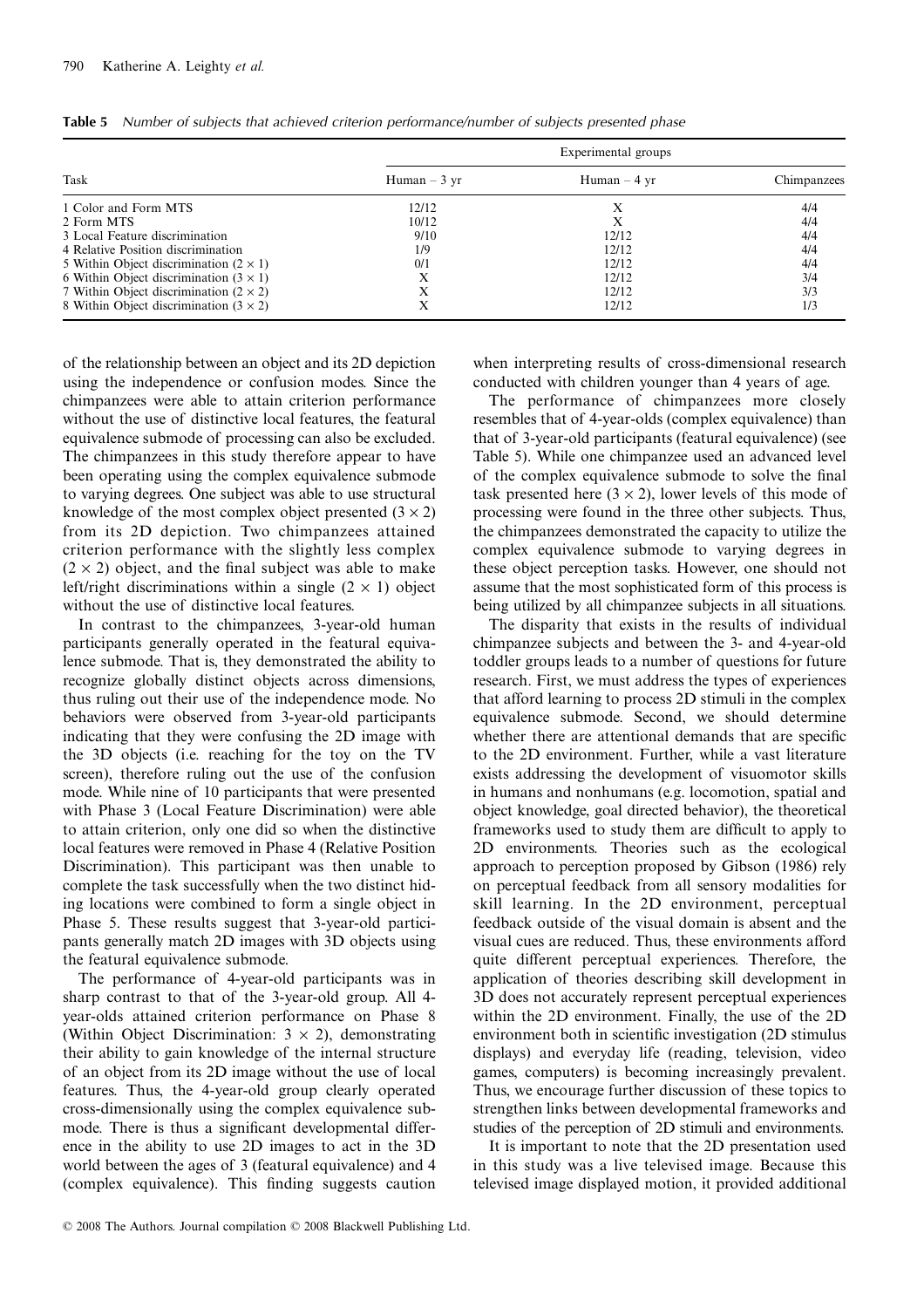**Table 5** *Number of subjects that achieved criterion performance/number of subjects presented phase*

| Task | Experimental groups | | |
|---|---|---|---|
| | Human – 3 yr | Human – 4 yr | Chimpanzees |
| 1 Color and Form MTS | 12/12 | X | 4/4 |
| 2 Form MTS | 10/12 | X | 4/4 |
| 3 Local Feature discrimination | 9/10 | 12/12 | 4/4 |
| 4 Relative Position discrimination | 1/9 | 12/12 | 4/4 |
| 5 Within Object discrimination ($2 \times 1$) | 0/1 | 12/12 | 4/4 |
| 6 Within Object discrimination ($3 \times 1$) | X | 12/12 | 3/4 |
| 7 Within Object discrimination ($2 \times 2$) | X | 12/12 | 3/3 |
| 8 Within Object discrimination ($3 \times 2$) | X | 12/12 | 1/3 |

of the relationship between an object and its 2D depiction using the independence or confusion modes. Since the chimpanzees were able to attain criterion performance without the use of distinctive local features, the featural equivalence submode of processing can also be excluded. The chimpanzees in this study therefore appear to have been operating using the complex equivalence submode to varying degrees. One subject was able to use structural knowledge of the most complex object presented ($3 \times 2$) from its 2D depiction. Two chimpanzees attained criterion performance with the slightly less complex ($2 \times 2$) object, and the final subject was able to make left/right discriminations within a single ($2 \times 1$) object without the use of distinctive local features.

In contrast to the chimpanzees, 3-year-old human participants generally operated in the featural equivalence submode. That is, they demonstrated the ability to recognize globally distinct objects across dimensions, thus ruling out their use of the independence mode. No behaviors were observed from 3-year-old participants indicating that they were confusing the 2D image with the 3D objects (i.e. reaching for the toy on the TV screen), therefore ruling out the use of the confusion mode. While nine of 10 participants that were presented with Phase 3 (Local Feature Discrimination) were able to attain criterion, only one did so when the distinctive local features were removed in Phase 4 (Relative Position Discrimination). This participant was then unable to complete the task successfully when the two distinct hiding locations were combined to form a single object in Phase 5. These results suggest that 3-year-old participants generally match 2D images with 3D objects using the featural equivalence submode.

The performance of 4-year-old participants was in sharp contrast to that of the 3-year-old group. All 4-year-olds attained criterion performance on Phase 8 (Within Object Discrimination: $3 \times 2$), demonstrating their ability to gain knowledge of the internal structure of an object from its 2D image without the use of local features. Thus, the 4-year-old group clearly operated cross-dimensionally using the complex equivalence submode. There is thus a significant developmental difference in the ability to use 2D images to act in the 3D world between the ages of 3 (featural equivalence) and 4 (complex equivalence). This finding suggests caution when interpreting results of cross-dimensional research conducted with children younger than 4 years of age.

The performance of chimpanzees more closely resembles that of 4-year-olds (complex equivalence) than that of 3-year-old participants (featural equivalence) (see Table 5). While one chimpanzee used an advanced level of the complex equivalence submode to solve the final task presented here ($3 \times 2$), lower levels of this mode of processing were found in the three other subjects. Thus, the chimpanzees demonstrated the capacity to utilize the complex equivalence submode to varying degrees in these object perception tasks. However, one should not assume that the most sophisticated form of this process is being utilized by all chimpanzee subjects in all situations.

The disparity that exists in the results of individual chimpanzee subjects and between the 3- and 4-year-old toddler groups leads to a number of questions for future research. First, we must address the types of experiences that afford learning to process 2D stimuli in the complex equivalence submode. Second, we should determine whether there are attentional demands that are specific to the 2D environment. Further, while a vast literature exists addressing the development of visuomotor skills in humans and nonhumans (e.g. locomotion, spatial and object knowledge, goal directed behavior), the theoretical frameworks used to study them are difficult to apply to 2D environments. Theories such as the ecological approach to perception proposed by Gibson (1986) rely on perceptual feedback from all sensory modalities for skill learning. In the 2D environment, perceptual feedback outside of the visual domain is absent and the visual cues are reduced. Thus, these environments afford quite different perceptual experiences. Therefore, the application of theories describing skill development in 3D does not accurately represent perceptual experiences within the 2D environment. Finally, the use of the 2D environment both in scientific investigation (2D stimulus displays) and everyday life (reading, television, video games, computers) is becoming increasingly prevalent. Thus, we encourage further discussion of these topics to strengthen links between developmental frameworks and studies of the perception of 2D stimuli and environments.

It is important to note that the 2D presentation used in this study was a live televised image. Because this televised image displayed motion, it provided additional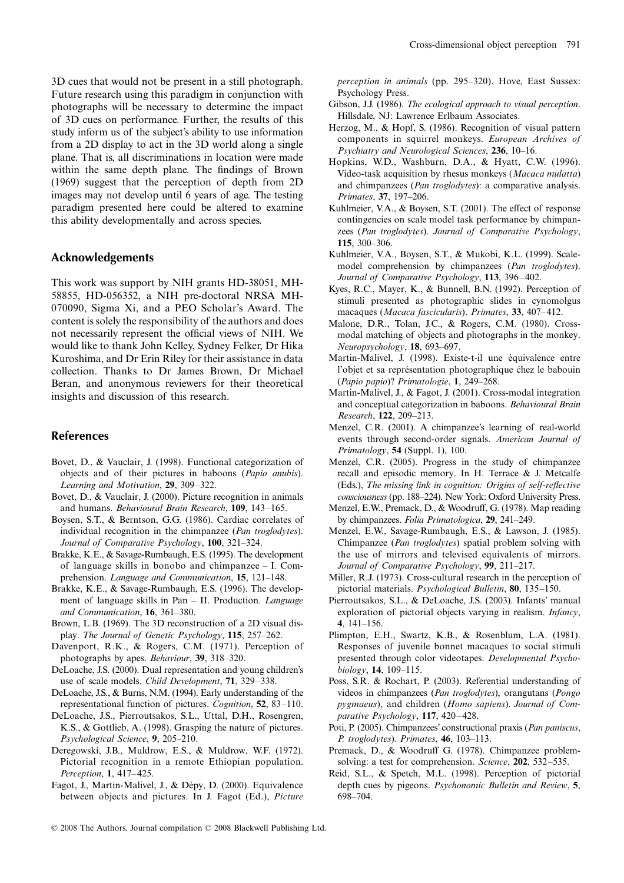3D cues that would not be present in a still photograph. Future research using this paradigm in conjunction with photographs will be necessary to determine the impact of 3D cues on performance. Further, the results of this study inform us of the subject's ability to use information from a 2D display to act in the 3D world along a single plane. That is, all discriminations in location were made within the same depth plane. The findings of Brown (1969) suggest that the perception of depth from 2D images may not develop until 6 years of age. The testing paradigm presented here could be altered to examine this ability developmentally and across species.

## Acknowledgements

This work was support by NIH grants HD-38051, MH-58855, HD-056352, a NIH pre-doctoral NRSA MH-070090, Sigma Xi, and a PEO Scholar's Award. The content is solely the responsibility of the authors and does not necessarily represent the official views of NIH. We would like to thank John Kelley, Sydney Felker, Dr Hika Kuroshima, and Dr Erin Riley for their assistance in data collection. Thanks to Dr James Brown, Dr Michael Beran, and anonymous reviewers for their theoretical insights and discussion of this research.

## References

Bovet, D., & Vauclair, J. (1998). Functional categorization of objects and of their pictures in baboons (*Papio anubis*). *Learning and Motivation*, **29**, 309–322.

Bovet, D., & Vauclair, J. (2000). Picture recognition in animals and humans. *Behavioural Brain Research*, **109**, 143–165.

Boysen, S.T., & Berntson, G.G. (1986). Cardiac correlates of individual recognition in the chimpanzee (*Pan troglodytes*). *Journal of Comparative Psychology*, **100**, 321–324.

Brakke, K.E., & Savage-Rumbaugh, E.S. (1995). The development of language skills in bonobo and chimpanzee – I. Comprehension. *Language and Communication*, **15**, 121–148.

Brakke, K.E., & Savage-Rumbaugh, E.S. (1996). The development of language skills in Pan – II. Production. *Language and Communication*, **16**, 361–380.

Brown, L.B. (1969). The 3D reconstruction of a 2D visual display. *The Journal of Genetic Psychology*, **115**, 257–262.

Davenport, R.K., & Rogers, C.M. (1971). Perception of photographs by apes. *Behaviour*, **39**, 318–320.

DeLoache, J.S. (2000). Dual representation and young children's use of scale models. *Child Development*, **71**, 329–338.

DeLoache, J.S., & Burns, N.M. (1994). Early understanding of the representational function of pictures. *Cognition*, **52**, 83–110.

DeLoache, J.S., Pierroutsakos, S.L., Uttal, D.H., Rosengren, K.S., & Gottlieb, A. (1998). Grasping the nature of pictures. *Psychological Science*, **9**, 205–210.

Deregowski, J.B., Muldrow, E.S., & Muldrow, W.F. (1972). Pictorial recognition in a remote Ethiopian population. *Perception*, **1**, 417–425.

Fagot, J., Martin-Malivel, J., & Dépy, D. (2000). Equivalence between objects and pictures. In J. Fagot (Ed.), *Picture perception in animals* (pp. 295–320). Hove, East Sussex: Psychology Press.

Gibson, J.J. (1986). *The ecological approach to visual perception*. Hillsdale, NJ: Lawrence Erlbaum Associates.

Herzog, M., & Hopf, S. (1986). Recognition of visual pattern components in squirrel monkeys. *European Archives of Psychiatry and Neurological Sciences*, **236**, 10–16.

Hopkins, W.D., Washburn, D.A., & Hyatt, C.W. (1996). Video-task acquisition by rhesus monkeys (*Macaca mulatta*) and chimpanzees (*Pan troglodytes*): a comparative analysis. *Primates*, **37**, 197–206.

Kuhlmeier, V.A., & Boysen, S.T. (2001). The effect of response contingencies on scale model task performance by chimpanzees (*Pan troglodytes*). *Journal of Comparative Psychology*, **115**, 300–306.

Kuhlmeier, V.A., Boysen, S.T., & Mukobi, K.L. (1999). Scale-model comprehension by chimpanzees (*Pan troglodytes*). *Journal of Comparative Psychology*, **113**, 396–402.

Kyes, R.C., Mayer, K., & Bunnell, B.N. (1992). Perception of stimuli presented as photographic slides in cynomolgus macaques (*Macaca fascicularis*). *Primates*, **33**, 407–412.

Malone, D.R., Tolan, J.C., & Rogers, C.M. (1980). Cross-modal matching of objects and photographs in the monkey. *Neuropsychology*, **18**, 693–697.

Martin-Malivel, J. (1998). Existe-t-il une équivalence entre l'objet et sa représentation photographique chez le babouin (*Papio papio*)? *Primatologie*, **1**, 249–268.

Martin-Malivel, J., & Fagot, J. (2001). Cross-modal integration and conceptual categorization in baboons. *Behavioural Brain Research*, **122**, 209–213.

Menzel, C.R. (2001). A chimpanzee's learning of real-world events through second-order signals. *American Journal of Primatology*, **54** (Suppl. 1), 100.

Menzel, C.R. (2005). Progress in the study of chimpanzee recall and episodic memory. In H. Terrace & J. Metcalfe (Eds.), *The missing link in cognition: Origins of self-reflective consciousness* (pp. 188–224). New York: Oxford University Press.

Menzel, E.W., Premack, D., & Woodruff, G. (1978). Map reading by chimpanzees. *Folia Primatologica*, **29**, 241–249.

Menzel, E.W., Savage-Rumbaugh, E.S., & Lawson, J. (1985). Chimpanzee (*Pan troglodytes*) spatial problem solving with the use of mirrors and televised equivalents of mirrors. *Journal of Comparative Psychology*, **99**, 211–217.

Miller, R.J. (1973). Cross-cultural research in the perception of pictorial materials. *Psychological Bulletin*, **80**, 135–150.

Pierroutsakos, S.L., & DeLoache, J.S. (2003). Infants' manual exploration of pictorial objects varying in realism. *Infancy*, **4**, 141–156.

Plimpton, E.H., Swartz, K.B., & Rosenblum, L.A. (1981). Responses of juvenile bonnet macaques to social stimuli presented through color videotapes. *Developmental Psychobiology*, **14**, 109–115.

Poss, S.R. & Rochart, P. (2003). Referential understanding of videos in chimpanzees (*Pan troglodytes*), orangutans (*Pongo pygmaeus*), and children (*Homo sapiens*). *Journal of Comparative Psychology*, **117**, 420–428.

Poti, P. (2005). Chimpanzees' constructional praxis (*Pan paniscus*, *P. troglodytes*). *Primates*, **46**, 103–113.

Premack, D., & Woodruff G. (1978). Chimpanzee problem-solving: a test for comprehension. *Science*, **202**, 532–535.

Reid, S.L., & Spetch, M.L. (1998). Perception of pictorial depth cues by pigeons. *Psychonomic Bulletin and Review*, **5**, 698–704.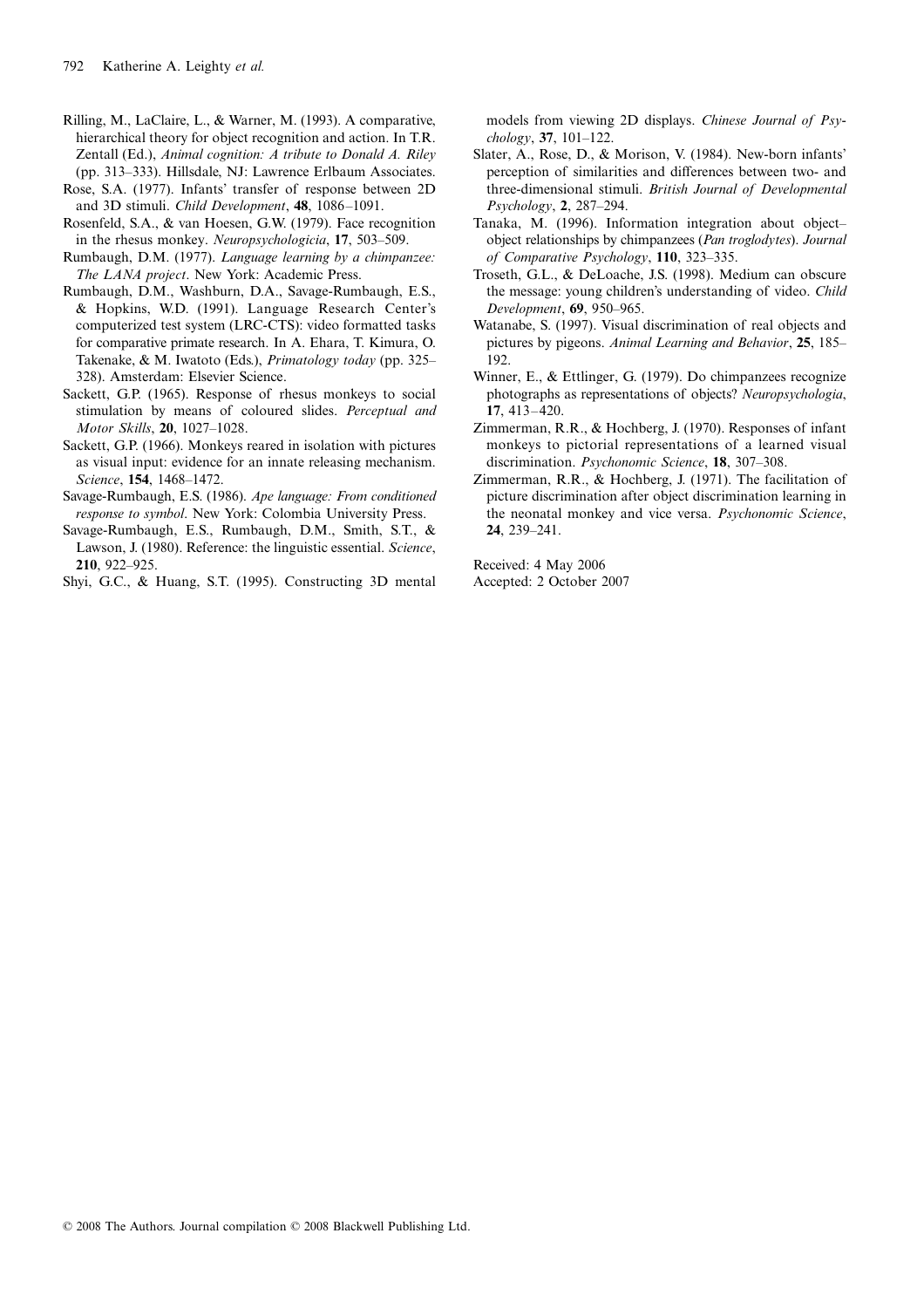Rilling, M., LaClaire, L., & Warner, M. (1993). A comparative, hierarchical theory for object recognition and action. In T.R. Zentall (Ed.), *Animal cognition: A tribute to Donald A. Riley* (pp. 313–333). Hillsdale, NJ: Lawrence Erlbaum Associates.

Rose, S.A. (1977). Infants' transfer of response between 2D and 3D stimuli. *Child Development*, **48**, 1086–1091.

Rosenfeld, S.A., & van Hoesen, G.W. (1979). Face recognition in the rhesus monkey. *Neuropsychologicia*, **17**, 503–509.

Rumbaugh, D.M. (1977). *Language learning by a chimpanzee: The LANA project*. New York: Academic Press.

Rumbaugh, D.M., Washburn, D.A., Savage-Rumbaugh, E.S., & Hopkins, W.D. (1991). Language Research Center's computerized test system (LRC-CTS): video formatted tasks for comparative primate research. In A. Ehara, T. Kimura, O. Takenake, & M. Iwatoto (Eds.), *Primatology today* (pp. 325–328). Amsterdam: Elsevier Science.

Sackett, G.P. (1965). Response of rhesus monkeys to social stimulation by means of coloured slides. *Perceptual and Motor Skills*, **20**, 1027–1028.

Sackett, G.P. (1966). Monkeys reared in isolation with pictures as visual input: evidence for an innate releasing mechanism. *Science*, **154**, 1468–1472.

Savage-Rumbaugh, E.S. (1986). *Ape language: From conditioned response to symbol*. New York: Colombia University Press.

Savage-Rumbaugh, E.S., Rumbaugh, D.M., Smith, S.T., & Lawson, J. (1980). Reference: the linguistic essential. *Science*, **210**, 922–925.

Shyi, G.C., & Huang, S.T. (1995). Constructing 3D mental models from viewing 2D displays. *Chinese Journal of Psychology*, **37**, 101–122.

Slater, A., Rose, D., & Morison, V. (1984). New-born infants' perception of similarities and differences between two- and three-dimensional stimuli. *British Journal of Developmental Psychology*, **2**, 287–294.

Tanaka, M. (1996). Information integration about object–object relationships by chimpanzees (*Pan troglodytes*). *Journal of Comparative Psychology*, **110**, 323–335.

Troseth, G.L., & DeLoache, J.S. (1998). Medium can obscure the message: young children's understanding of video. *Child Development*, **69**, 950–965.

Watanabe, S. (1997). Visual discrimination of real objects and pictures by pigeons. *Animal Learning and Behavior*, **25**, 185–192.

Winner, E., & Ettlinger, G. (1979). Do chimpanzees recognize photographs as representations of objects? *Neuropsychologia*, **17**, 413–420.

Zimmerman, R.R., & Hochberg, J. (1970). Responses of infant monkeys to pictorial representations of a learned visual discrimination. *Psychonomic Science*, **18**, 307–308.

Zimmerman, R.R., & Hochberg, J. (1971). The facilitation of picture discrimination after object discrimination learning in the neonatal monkey and vice versa. *Psychonomic Science*, **24**, 239–241.

Received: 4 May 2006
Accepted: 2 October 2007